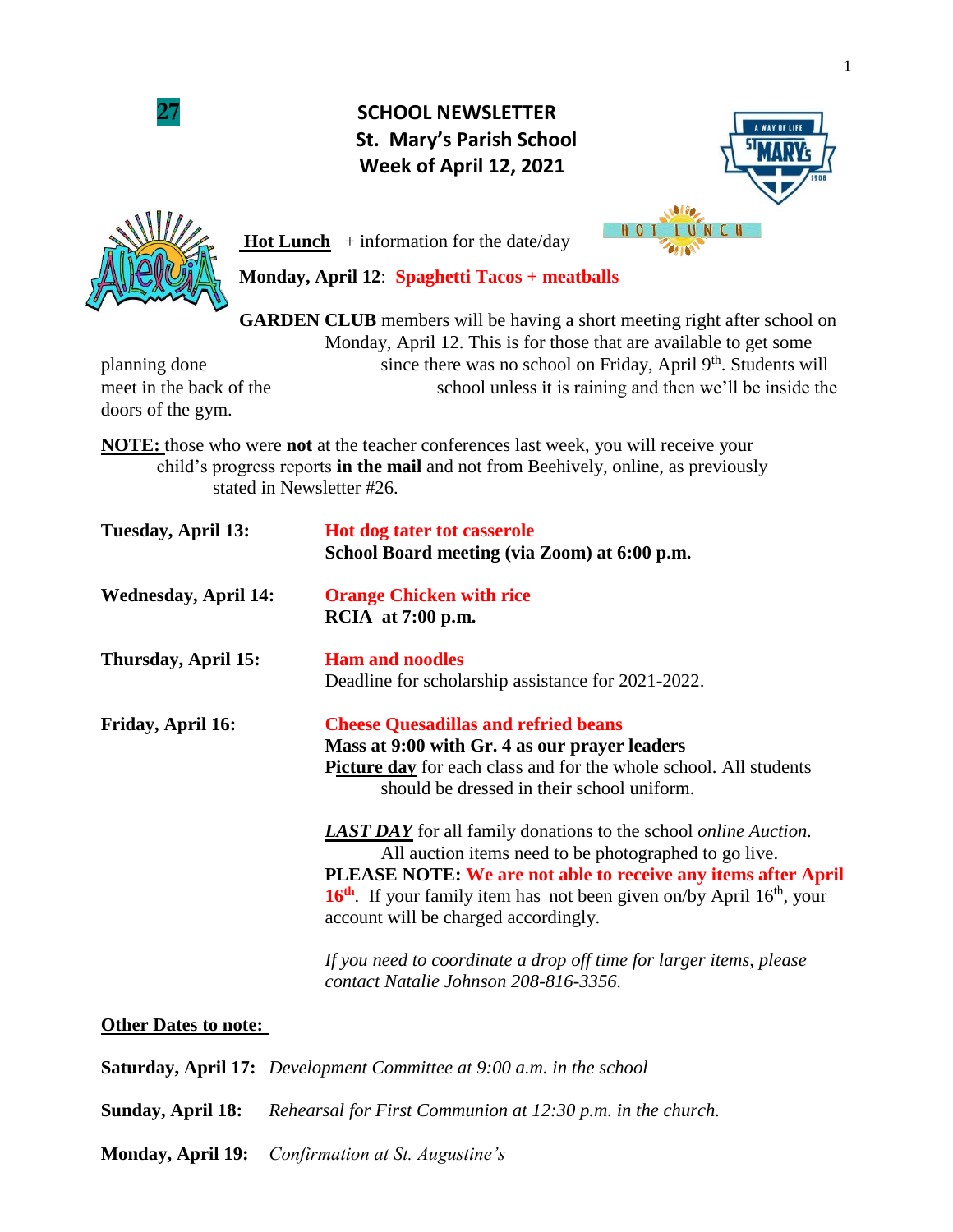27

# SCHOOL NEWSLETTER
## St. Mary's Parish School
## Week of April 12, 2021

**Hot Lunch** + information for the date/day

**Monday, April 12**: **Spaghetti Tacos + meatballs**

**GARDEN CLUB** members will be having a short meeting right after school on Monday, April 12. This is for those that are available to get some planning done since there was no school on Friday, April 9th. Students will meet in the back of the school unless it is raining and then we'll be inside the doors of the gym.

**NOTE:** those who were **not** at the teacher conferences last week, you will receive your child's progress reports **in the mail** and not from Beehively, online, as previously stated in Newsletter #26.

**Tuesday, April 13:** **Hot dog tater tot casserole**
**School Board meeting (via Zoom) at 6:00 p.m.**

**Wednesday, April 14:** **Orange Chicken with rice**
**RCIA at 7:00 p.m.**

**Thursday, April 15:** **Ham and noodles**
Deadline for scholarship assistance for 2021-2022.

**Friday, April 16:** **Cheese Quesadillas and refried beans**
**Mass at 9:00 with Gr. 4 as our prayer leaders**
**Picture day** for each class and for the whole school. All students should be dressed in their school uniform.

***LAST DAY*** for all family donations to the school *online Auction.* All auction items need to be photographed to go live.
**PLEASE NOTE: We are not able to receive any items after April 16th**. If your family item has not been given on/by April 16th, your account will be charged accordingly.

*If you need to coordinate a drop off time for larger items, please contact Natalie Johnson 208-816-3356.*

**Other Dates to note:**

**Saturday, April 17:** *Development Committee at 9:00 a.m. in the school*

**Sunday, April 18:** *Rehearsal for First Communion at 12:30 p.m. in the church.*

**Monday, April 19:** *Confirmation at St. Augustine's*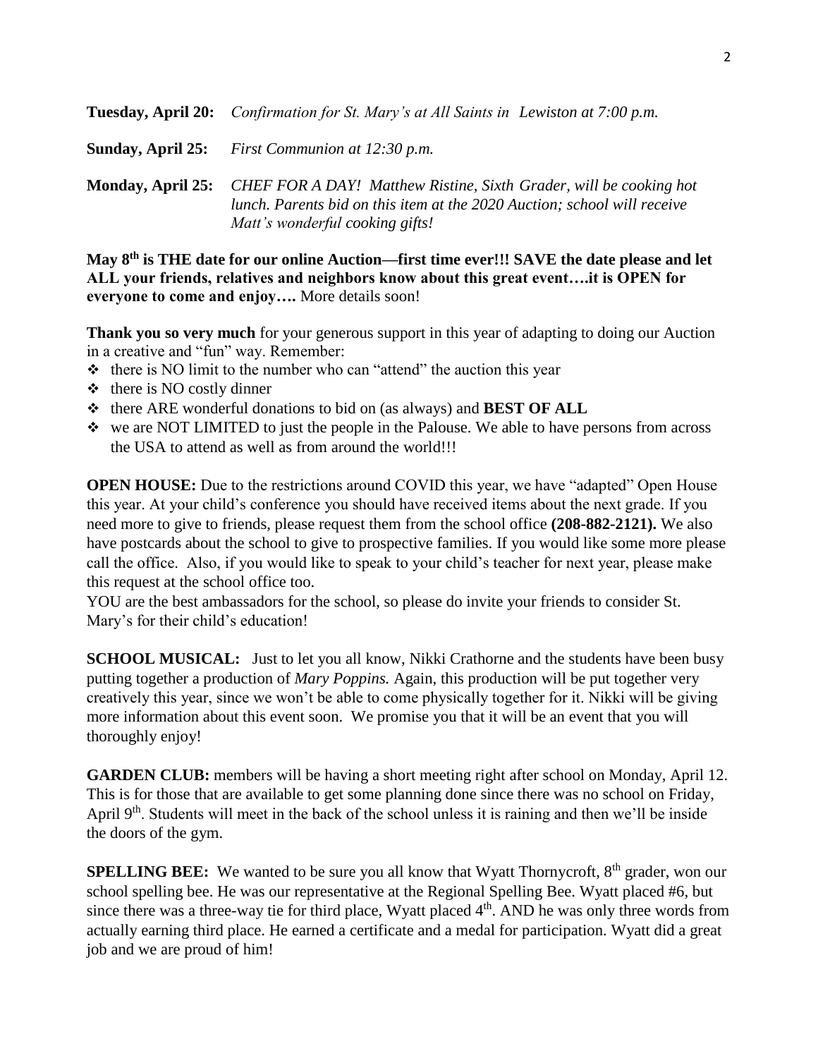**Tuesday, April 20:** *Confirmation for St. Mary's at All Saints in Lewiston at 7:00 p.m.*

**Sunday, April 25:** *First Communion at 12:30 p.m.*

**Monday, April 25:** *CHEF FOR A DAY! Matthew Ristine, Sixth Grader, will be cooking hot lunch. Parents bid on this item at the 2020 Auction; school will receive Matt's wonderful cooking gifts!*

**May 8th is THE date for our online Auction—first time ever!!! SAVE the date please and let ALL your friends, relatives and neighbors know about this great event….it is OPEN for everyone to come and enjoy….** More details soon!

**Thank you so very much** for your generous support in this year of adapting to doing our Auction in a creative and "fun" way. Remember:

- there is NO limit to the number who can "attend" the auction this year
- there is NO costly dinner
- there ARE wonderful donations to bid on (as always) and **BEST OF ALL**
- we are NOT LIMITED to just the people in the Palouse. We able to have persons from across the USA to attend as well as from around the world!!!

**OPEN HOUSE:** Due to the restrictions around COVID this year, we have "adapted" Open House this year. At your child's conference you should have received items about the next grade. If you need more to give to friends, please request them from the school office **(208-882-2121).** We also have postcards about the school to give to prospective families. If you would like some more please call the office. Also, if you would like to speak to your child's teacher for next year, please make this request at the school office too.

YOU are the best ambassadors for the school, so please do invite your friends to consider St. Mary's for their child's education!

**SCHOOL MUSICAL:** Just to let you all know, Nikki Crathorne and the students have been busy putting together a production of *Mary Poppins.* Again, this production will be put together very creatively this year, since we won't be able to come physically together for it. Nikki will be giving more information about this event soon. We promise you that it will be an event that you will thoroughly enjoy!

**GARDEN CLUB:** members will be having a short meeting right after school on Monday, April 12. This is for those that are available to get some planning done since there was no school on Friday, April 9th. Students will meet in the back of the school unless it is raining and then we'll be inside the doors of the gym.

**SPELLING BEE:** We wanted to be sure you all know that Wyatt Thornycroft, 8th grader, won our school spelling bee. He was our representative at the Regional Spelling Bee. Wyatt placed #6, but since there was a three-way tie for third place, Wyatt placed 4th. AND he was only three words from actually earning third place. He earned a certificate and a medal for participation. Wyatt did a great job and we are proud of him!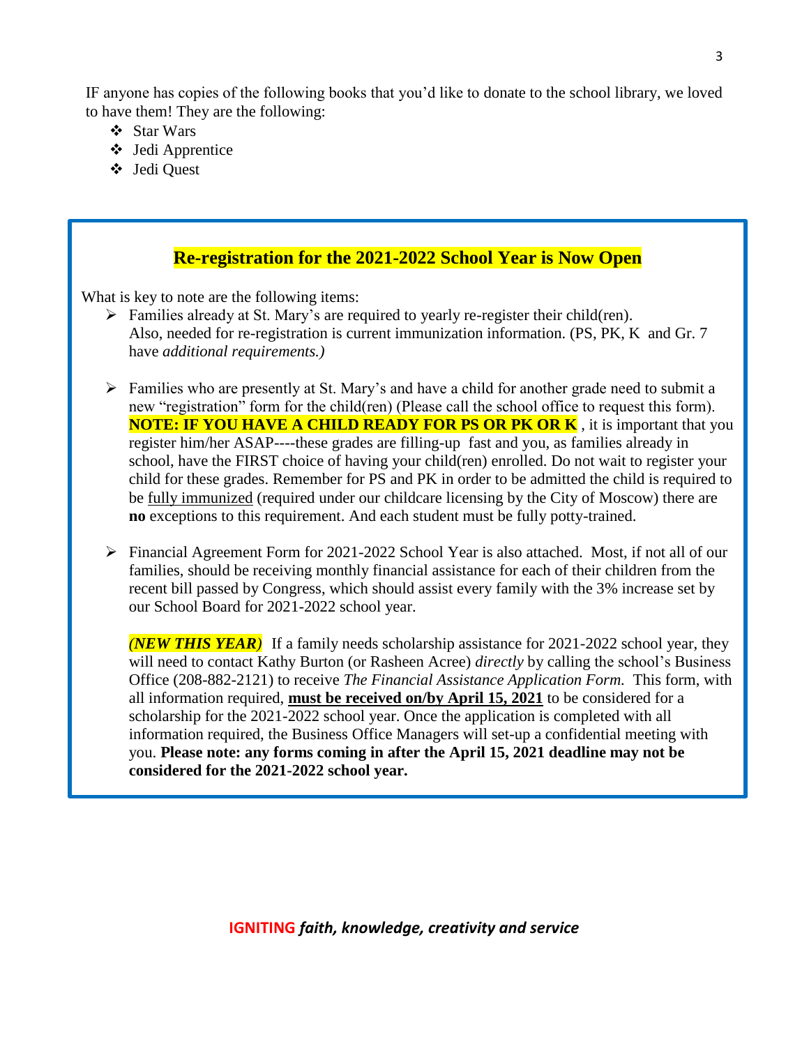IF anyone has copies of the following books that you'd like to donate to the school library, we loved to have them! They are the following:

- Star Wars
- Jedi Apprentice
- Jedi Quest

## Re-registration for the 2021-2022 School Year is Now Open

What is key to note are the following items:

- Families already at St. Mary's are required to yearly re-register their child(ren). Also, needed for re-registration is current immunization information. (PS, PK, K and Gr. 7 have *additional requirements.)*

- Families who are presently at St. Mary's and have a child for another grade need to submit a new "registration" form for the child(ren) (Please call the school office to request this form). **NOTE: IF YOU HAVE A CHILD READY FOR PS OR PK OR K** , it is important that you register him/her ASAP----these grades are filling-up fast and you, as families already in school, have the FIRST choice of having your child(ren) enrolled. Do not wait to register your child for these grades. Remember for PS and PK in order to be admitted the child is required to be fully immunized (required under our childcare licensing by the City of Moscow) there are **no** exceptions to this requirement. And each student must be fully potty-trained.

- Financial Agreement Form for 2021-2022 School Year is also attached. Most, if not all of our families, should be receiving monthly financial assistance for each of their children from the recent bill passed by Congress, which should assist every family with the 3% increase set by our School Board for 2021-2022 school year.

  ***(NEW THIS YEAR)*** If a family needs scholarship assistance for 2021-2022 school year, they will need to contact Kathy Burton (or Rasheen Acree) *directly* by calling the school's Business Office (208-882-2121) to receive *The Financial Assistance Application Form.* This form, with all information required, **must be received on/by April 15, 2021** to be considered for a scholarship for the 2021-2022 school year. Once the application is completed with all information required, the Business Office Managers will set-up a confidential meeting with you. **Please note: any forms coming in after the April 15, 2021 deadline may not be considered for the 2021-2022 school year.**

**IGNITING** ***faith, knowledge, creativity and service***